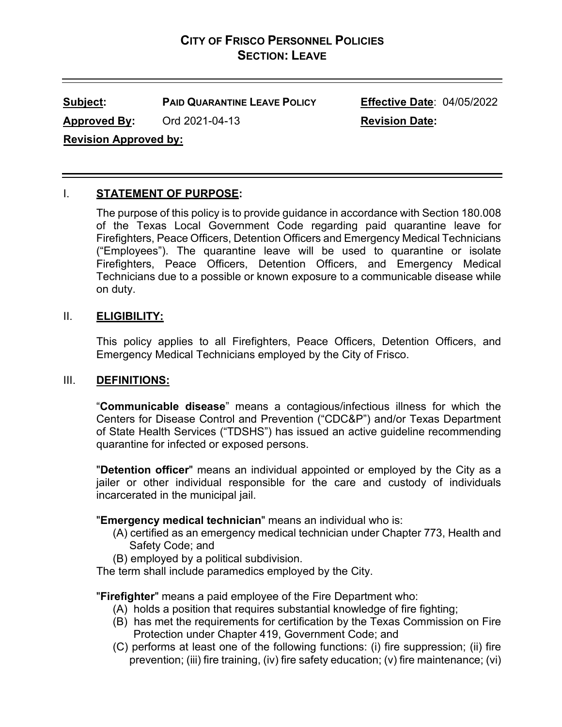# CITY OF FRISCO PERSONNEL POLICIES
## SECTION: LEAVE

**Subject:** **PAID QUARANTINE LEAVE POLICY** **Effective Date**: 04/05/2022

**Approved By:** Ord 2021-04-13 **Revision Date:**

**Revision Approved by:**

---

## I. STATEMENT OF PURPOSE:

The purpose of this policy is to provide guidance in accordance with Section 180.008 of the Texas Local Government Code regarding paid quarantine leave for Firefighters, Peace Officers, Detention Officers and Emergency Medical Technicians ("Employees"). The quarantine leave will be used to quarantine or isolate Firefighters, Peace Officers, Detention Officers, and Emergency Medical Technicians due to a possible or known exposure to a communicable disease while on duty.

## II. ELIGIBILITY:

This policy applies to all Firefighters, Peace Officers, Detention Officers, and Emergency Medical Technicians employed by the City of Frisco.

## III. DEFINITIONS:

"**Communicable disease**" means a contagious/infectious illness for which the Centers for Disease Control and Prevention ("CDC&P") and/or Texas Department of State Health Services ("TDSHS") has issued an active guideline recommending quarantine for infected or exposed persons.

"**Detention officer**" means an individual appointed or employed by the City as a jailer or other individual responsible for the care and custody of individuals incarcerated in the municipal jail.

"**Emergency medical technician**" means an individual who is:

(A) certified as an emergency medical technician under Chapter 773, Health and Safety Code; and
(B) employed by a political subdivision.

The term shall include paramedics employed by the City.

"**Firefighter**" means a paid employee of the Fire Department who:

(A) holds a position that requires substantial knowledge of fire fighting;
(B) has met the requirements for certification by the Texas Commission on Fire Protection under Chapter 419, Government Code; and
(C) performs at least one of the following functions: (i) fire suppression; (ii) fire prevention; (iii) fire training, (iv) fire safety education; (v) fire maintenance; (vi)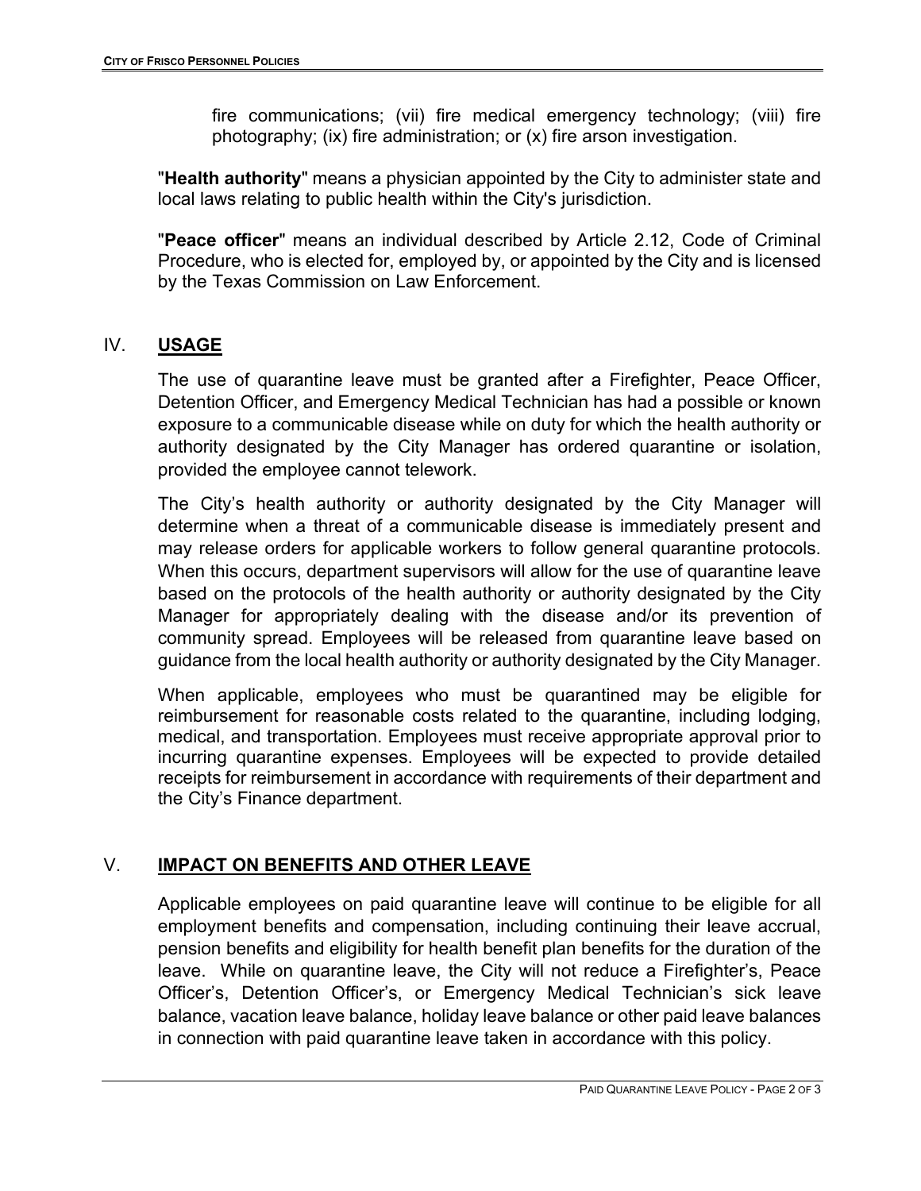fire communications; (vii) fire medical emergency technology; (viii) fire photography; (ix) fire administration; or (x) fire arson investigation.

"**Health authority**" means a physician appointed by the City to administer state and local laws relating to public health within the City's jurisdiction.

"**Peace officer**" means an individual described by Article 2.12, Code of Criminal Procedure, who is elected for, employed by, or appointed by the City and is licensed by the Texas Commission on Law Enforcement.

## IV. **USAGE**

The use of quarantine leave must be granted after a Firefighter, Peace Officer, Detention Officer, and Emergency Medical Technician has had a possible or known exposure to a communicable disease while on duty for which the health authority or authority designated by the City Manager has ordered quarantine or isolation, provided the employee cannot telework.

The City's health authority or authority designated by the City Manager will determine when a threat of a communicable disease is immediately present and may release orders for applicable workers to follow general quarantine protocols. When this occurs, department supervisors will allow for the use of quarantine leave based on the protocols of the health authority or authority designated by the City Manager for appropriately dealing with the disease and/or its prevention of community spread. Employees will be released from quarantine leave based on guidance from the local health authority or authority designated by the City Manager.

When applicable, employees who must be quarantined may be eligible for reimbursement for reasonable costs related to the quarantine, including lodging, medical, and transportation. Employees must receive appropriate approval prior to incurring quarantine expenses. Employees will be expected to provide detailed receipts for reimbursement in accordance with requirements of their department and the City's Finance department.

## V. **IMPACT ON BENEFITS AND OTHER LEAVE**

Applicable employees on paid quarantine leave will continue to be eligible for all employment benefits and compensation, including continuing their leave accrual, pension benefits and eligibility for health benefit plan benefits for the duration of the leave. While on quarantine leave, the City will not reduce a Firefighter's, Peace Officer's, Detention Officer's, or Emergency Medical Technician's sick leave balance, vacation leave balance, holiday leave balance or other paid leave balances in connection with paid quarantine leave taken in accordance with this policy.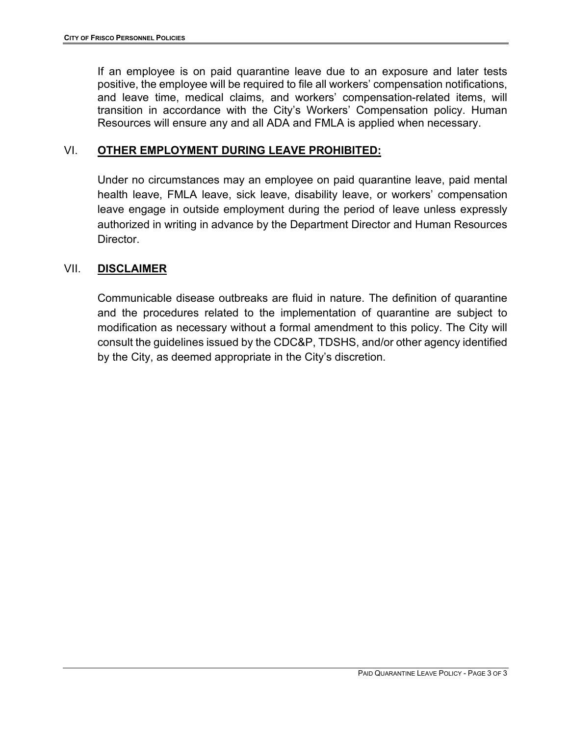If an employee is on paid quarantine leave due to an exposure and later tests positive, the employee will be required to file all workers' compensation notifications, and leave time, medical claims, and workers' compensation-related items, will transition in accordance with the City's Workers' Compensation policy. Human Resources will ensure any and all ADA and FMLA is applied when necessary.

## VI. OTHER EMPLOYMENT DURING LEAVE PROHIBITED:

Under no circumstances may an employee on paid quarantine leave, paid mental health leave, FMLA leave, sick leave, disability leave, or workers' compensation leave engage in outside employment during the period of leave unless expressly authorized in writing in advance by the Department Director and Human Resources Director.

## VII. DISCLAIMER

Communicable disease outbreaks are fluid in nature. The definition of quarantine and the procedures related to the implementation of quarantine are subject to modification as necessary without a formal amendment to this policy. The City will consult the guidelines issued by the CDC&P, TDSHS, and/or other agency identified by the City, as deemed appropriate in the City's discretion.